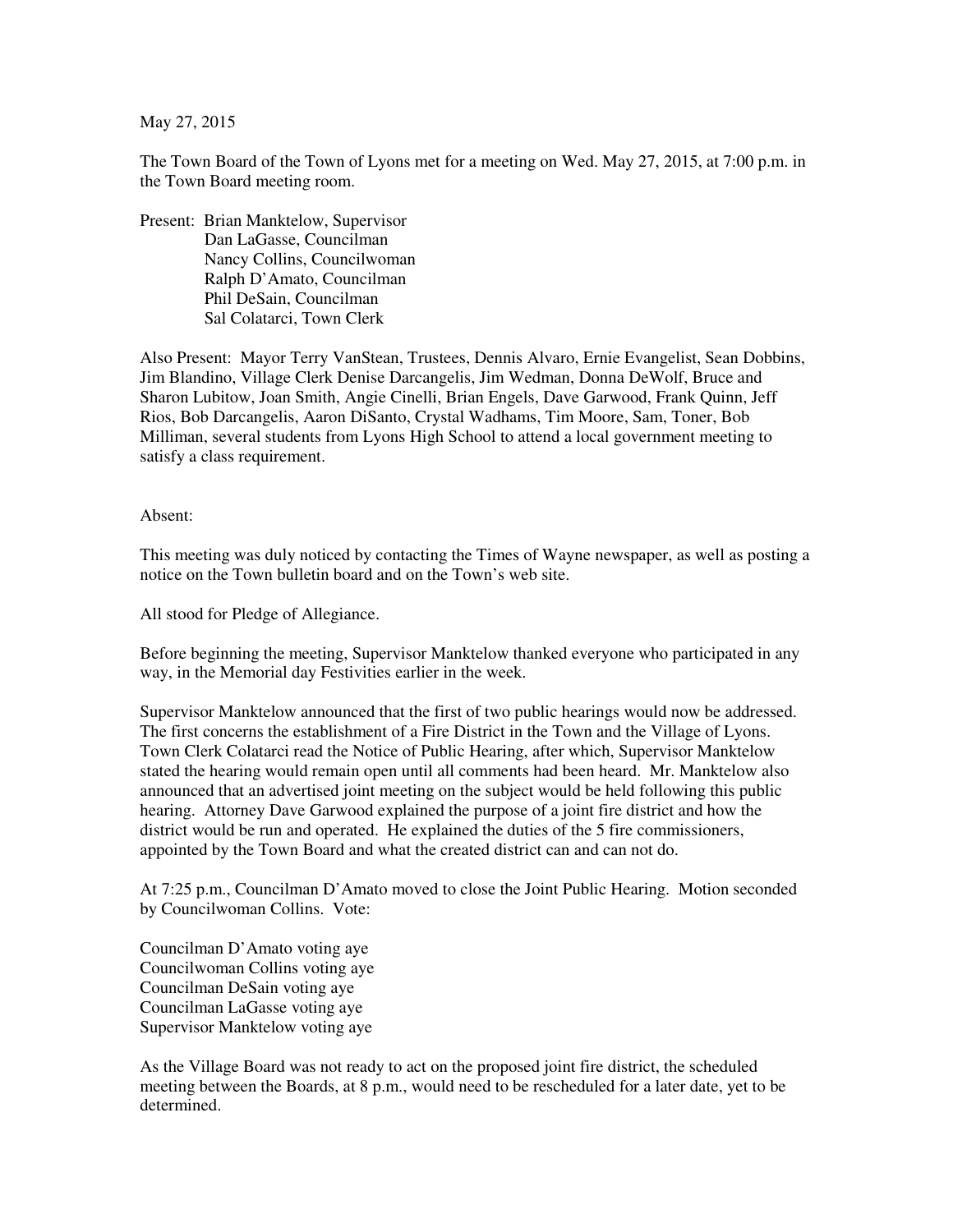May 27, 2015

The Town Board of the Town of Lyons met for a meeting on Wed. May 27, 2015, at 7:00 p.m. in the Town Board meeting room.

Present: Brian Manktelow, Supervisor
Dan LaGasse, Councilman
Nancy Collins, Councilwoman
Ralph D'Amato, Councilman
Phil DeSain, Councilman
Sal Colatarci, Town Clerk

Also Present: Mayor Terry VanStean, Trustees, Dennis Alvaro, Ernie Evangelist, Sean Dobbins, Jim Blandino, Village Clerk Denise Darcangelis, Jim Wedman, Donna DeWolf, Bruce and Sharon Lubitow, Joan Smith, Angie Cinelli, Brian Engels, Dave Garwood, Frank Quinn, Jeff Rios, Bob Darcangelis, Aaron DiSanto, Crystal Wadhams, Tim Moore, Sam, Toner, Bob Milliman, several students from Lyons High School to attend a local government meeting to satisfy a class requirement.

Absent:

This meeting was duly noticed by contacting the Times of Wayne newspaper, as well as posting a notice on the Town bulletin board and on the Town's web site.

All stood for Pledge of Allegiance.

Before beginning the meeting, Supervisor Manktelow thanked everyone who participated in any way, in the Memorial day Festivities earlier in the week.

Supervisor Manktelow announced that the first of two public hearings would now be addressed. The first concerns the establishment of a Fire District in the Town and the Village of Lyons. Town Clerk Colatarci read the Notice of Public Hearing, after which, Supervisor Manktelow stated the hearing would remain open until all comments had been heard. Mr. Manktelow also announced that an advertised joint meeting on the subject would be held following this public hearing. Attorney Dave Garwood explained the purpose of a joint fire district and how the district would be run and operated. He explained the duties of the 5 fire commissioners, appointed by the Town Board and what the created district can and can not do.

At 7:25 p.m., Councilman D'Amato moved to close the Joint Public Hearing. Motion seconded by Councilwoman Collins. Vote:

Councilman D'Amato voting aye
Councilwoman Collins voting aye
Councilman DeSain voting aye
Councilman LaGasse voting aye
Supervisor Manktelow voting aye

As the Village Board was not ready to act on the proposed joint fire district, the scheduled meeting between the Boards, at 8 p.m., would need to be rescheduled for a later date, yet to be determined.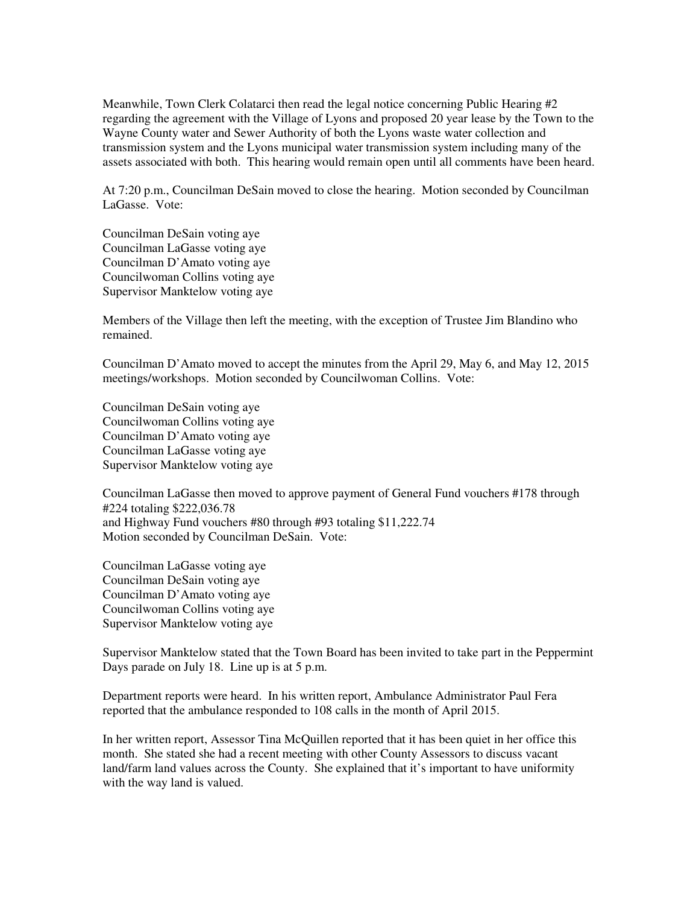Meanwhile, Town Clerk Colatarci then read the legal notice concerning Public Hearing #2 regarding the agreement with the Village of Lyons and proposed 20 year lease by the Town to the Wayne County water and Sewer Authority of both the Lyons waste water collection and transmission system and the Lyons municipal water transmission system including many of the assets associated with both. This hearing would remain open until all comments have been heard.

At 7:20 p.m., Councilman DeSain moved to close the hearing. Motion seconded by Councilman LaGasse. Vote:

Councilman DeSain voting aye
Councilman LaGasse voting aye
Councilman D'Amato voting aye
Councilwoman Collins voting aye
Supervisor Manktelow voting aye

Members of the Village then left the meeting, with the exception of Trustee Jim Blandino who remained.

Councilman D'Amato moved to accept the minutes from the April 29, May 6, and May 12, 2015 meetings/workshops. Motion seconded by Councilwoman Collins. Vote:

Councilman DeSain voting aye
Councilwoman Collins voting aye
Councilman D'Amato voting aye
Councilman LaGasse voting aye
Supervisor Manktelow voting aye

Councilman LaGasse then moved to approve payment of General Fund vouchers #178 through #224 totaling $222,036.78
and Highway Fund vouchers #80 through #93 totaling $11,222.74
Motion seconded by Councilman DeSain. Vote:

Councilman LaGasse voting aye
Councilman DeSain voting aye
Councilman D'Amato voting aye
Councilwoman Collins voting aye
Supervisor Manktelow voting aye

Supervisor Manktelow stated that the Town Board has been invited to take part in the Peppermint Days parade on July 18. Line up is at 5 p.m.

Department reports were heard. In his written report, Ambulance Administrator Paul Fera reported that the ambulance responded to 108 calls in the month of April 2015.

In her written report, Assessor Tina McQuillen reported that it has been quiet in her office this month. She stated she had a recent meeting with other County Assessors to discuss vacant land/farm land values across the County. She explained that it's important to have uniformity with the way land is valued.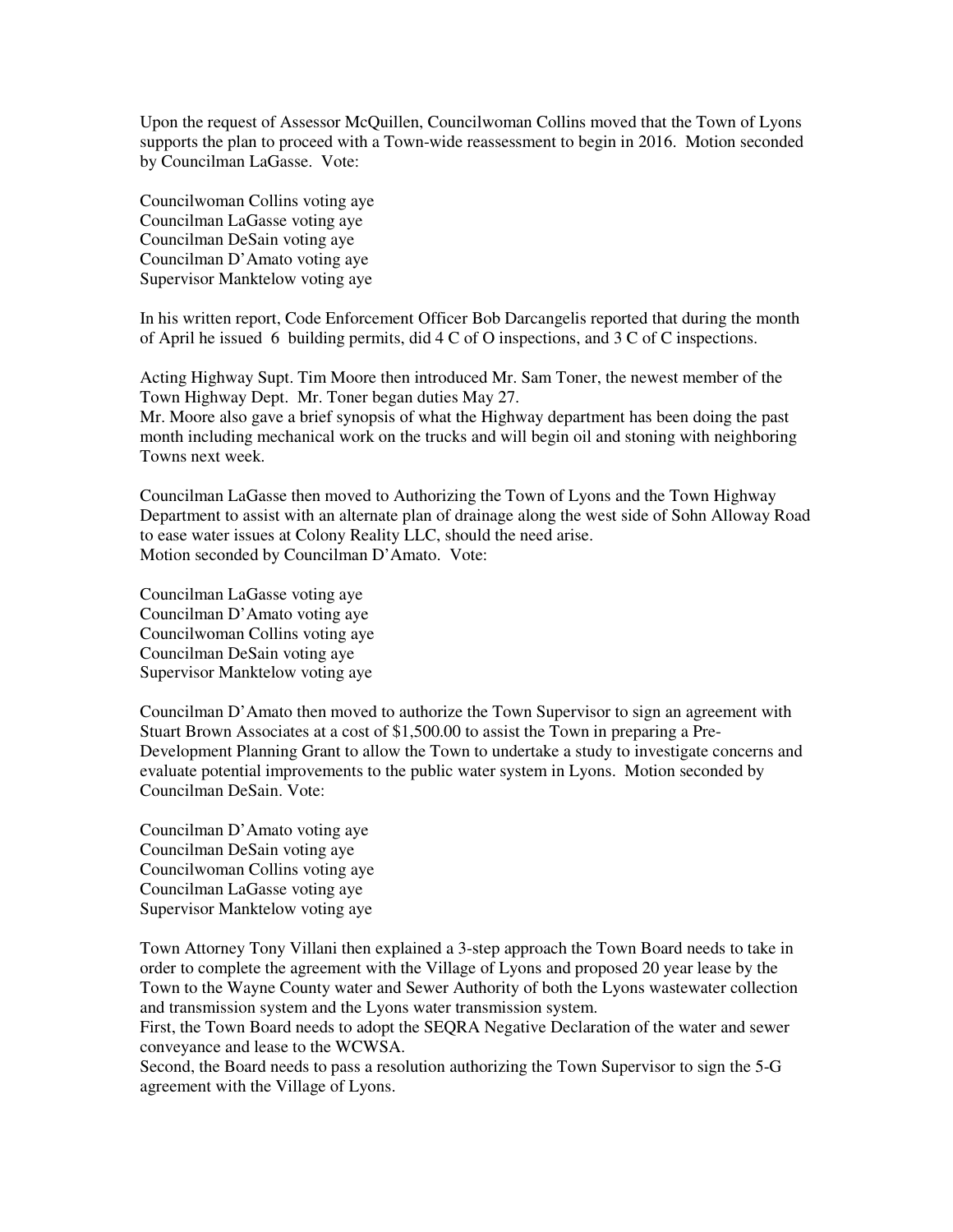Upon the request of Assessor McQuillen, Councilwoman Collins moved that the Town of Lyons supports the plan to proceed with a Town-wide reassessment to begin in 2016. Motion seconded by Councilman LaGasse. Vote:

Councilwoman Collins voting aye
Councilman LaGasse voting aye
Councilman DeSain voting aye
Councilman D'Amato voting aye
Supervisor Manktelow voting aye

In his written report, Code Enforcement Officer Bob Darcangelis reported that during the month of April he issued 6 building permits, did 4 C of O inspections, and 3 C of C inspections.

Acting Highway Supt. Tim Moore then introduced Mr. Sam Toner, the newest member of the Town Highway Dept. Mr. Toner began duties May 27.
Mr. Moore also gave a brief synopsis of what the Highway department has been doing the past month including mechanical work on the trucks and will begin oil and stoning with neighboring Towns next week.

Councilman LaGasse then moved to Authorizing the Town of Lyons and the Town Highway Department to assist with an alternate plan of drainage along the west side of Sohn Alloway Road to ease water issues at Colony Reality LLC, should the need arise.
Motion seconded by Councilman D'Amato. Vote:

Councilman LaGasse voting aye
Councilman D'Amato voting aye
Councilwoman Collins voting aye
Councilman DeSain voting aye
Supervisor Manktelow voting aye

Councilman D'Amato then moved to authorize the Town Supervisor to sign an agreement with Stuart Brown Associates at a cost of $1,500.00 to assist the Town in preparing a Pre-Development Planning Grant to allow the Town to undertake a study to investigate concerns and evaluate potential improvements to the public water system in Lyons. Motion seconded by Councilman DeSain. Vote:

Councilman D'Amato voting aye
Councilman DeSain voting aye
Councilwoman Collins voting aye
Councilman LaGasse voting aye
Supervisor Manktelow voting aye

Town Attorney Tony Villani then explained a 3-step approach the Town Board needs to take in order to complete the agreement with the Village of Lyons and proposed 20 year lease by the Town to the Wayne County water and Sewer Authority of both the Lyons wastewater collection and transmission system and the Lyons water transmission system.
First, the Town Board needs to adopt the SEQRA Negative Declaration of the water and sewer conveyance and lease to the WCWSA.
Second, the Board needs to pass a resolution authorizing the Town Supervisor to sign the 5-G agreement with the Village of Lyons.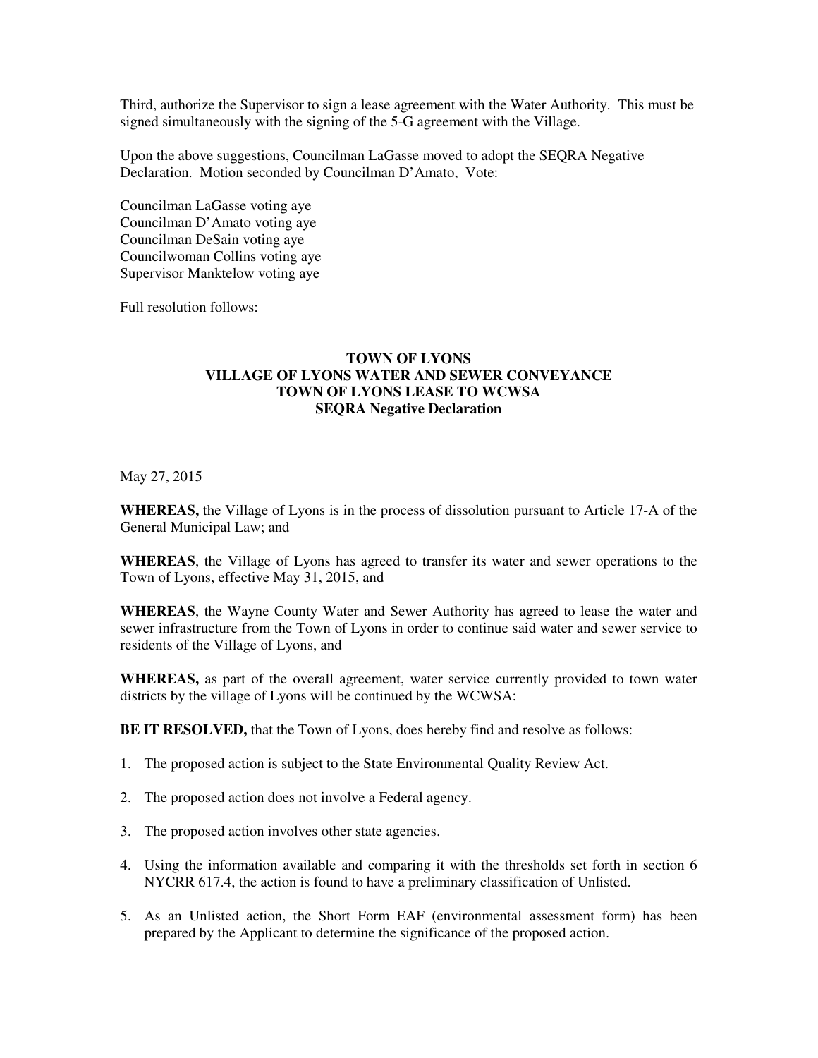Third, authorize the Supervisor to sign a lease agreement with the Water Authority. This must be signed simultaneously with the signing of the 5-G agreement with the Village.

Upon the above suggestions, Councilman LaGasse moved to adopt the SEQRA Negative Declaration. Motion seconded by Councilman D'Amato, Vote:

Councilman LaGasse voting aye
Councilman D'Amato voting aye
Councilman DeSain voting aye
Councilwoman Collins voting aye
Supervisor Manktelow voting aye

Full resolution follows:

**TOWN OF LYONS**
**VILLAGE OF LYONS WATER AND SEWER CONVEYANCE**
**TOWN OF LYONS LEASE TO WCWSA**
**SEQRA Negative Declaration**

May 27, 2015

**WHEREAS,** the Village of Lyons is in the process of dissolution pursuant to Article 17-A of the General Municipal Law; and

**WHEREAS**, the Village of Lyons has agreed to transfer its water and sewer operations to the Town of Lyons, effective May 31, 2015, and

**WHEREAS**, the Wayne County Water and Sewer Authority has agreed to lease the water and sewer infrastructure from the Town of Lyons in order to continue said water and sewer service to residents of the Village of Lyons, and

**WHEREAS,** as part of the overall agreement, water service currently provided to town water districts by the village of Lyons will be continued by the WCWSA:

**BE IT RESOLVED,** that the Town of Lyons, does hereby find and resolve as follows:

1. The proposed action is subject to the State Environmental Quality Review Act.

2. The proposed action does not involve a Federal agency.

3. The proposed action involves other state agencies.

4. Using the information available and comparing it with the thresholds set forth in section 6 NYCRR 617.4, the action is found to have a preliminary classification of Unlisted.

5. As an Unlisted action, the Short Form EAF (environmental assessment form) has been prepared by the Applicant to determine the significance of the proposed action.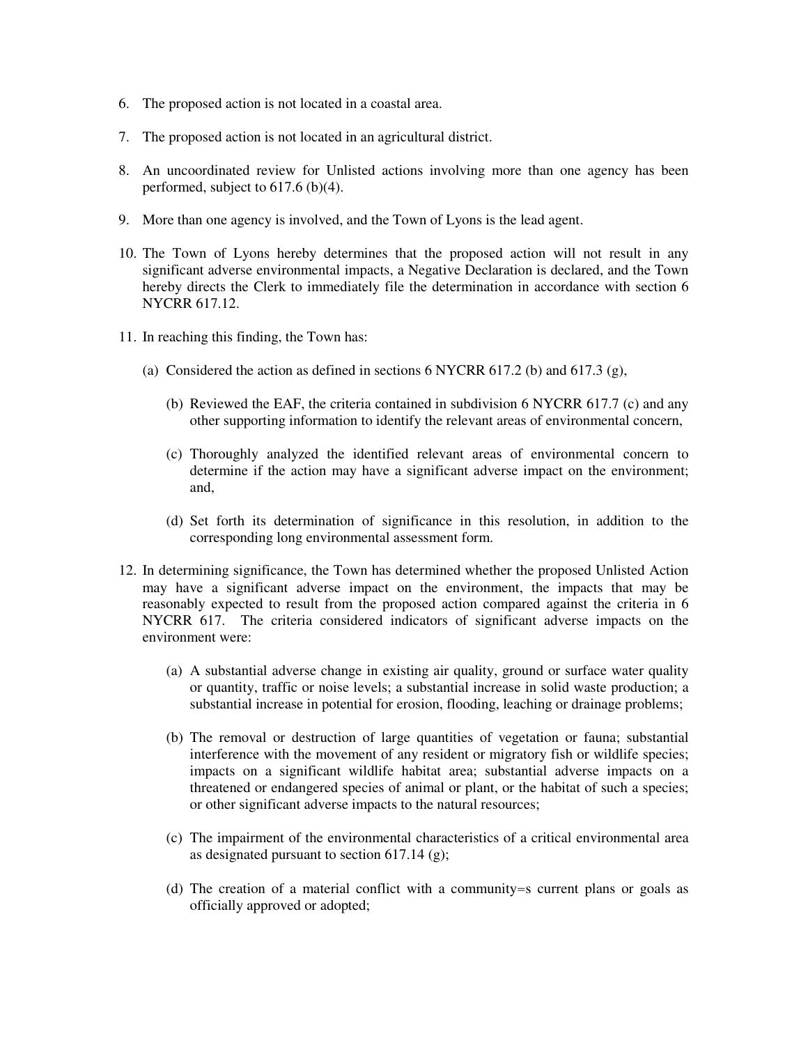6. The proposed action is not located in a coastal area.

7. The proposed action is not located in an agricultural district.

8. An uncoordinated review for Unlisted actions involving more than one agency has been performed, subject to 617.6 (b)(4).

9. More than one agency is involved, and the Town of Lyons is the lead agent.

10. The Town of Lyons hereby determines that the proposed action will not result in any significant adverse environmental impacts, a Negative Declaration is declared, and the Town hereby directs the Clerk to immediately file the determination in accordance with section 6 NYCRR 617.12.

11. In reaching this finding, the Town has:

    (a) Considered the action as defined in sections 6 NYCRR 617.2 (b) and 617.3 (g),

    (b) Reviewed the EAF, the criteria contained in subdivision 6 NYCRR 617.7 (c) and any other supporting information to identify the relevant areas of environmental concern,

    (c) Thoroughly analyzed the identified relevant areas of environmental concern to determine if the action may have a significant adverse impact on the environment; and,

    (d) Set forth its determination of significance in this resolution, in addition to the corresponding long environmental assessment form.

12. In determining significance, the Town has determined whether the proposed Unlisted Action may have a significant adverse impact on the environment, the impacts that may be reasonably expected to result from the proposed action compared against the criteria in 6 NYCRR 617. The criteria considered indicators of significant adverse impacts on the environment were:

    (a) A substantial adverse change in existing air quality, ground or surface water quality or quantity, traffic or noise levels; a substantial increase in solid waste production; a substantial increase in potential for erosion, flooding, leaching or drainage problems;

    (b) The removal or destruction of large quantities of vegetation or fauna; substantial interference with the movement of any resident or migratory fish or wildlife species; impacts on a significant wildlife habitat area; substantial adverse impacts on a threatened or endangered species of animal or plant, or the habitat of such a species; or other significant adverse impacts to the natural resources;

    (c) The impairment of the environmental characteristics of a critical environmental area as designated pursuant to section 617.14 (g);

    (d) The creation of a material conflict with a community=s current plans or goals as officially approved or adopted;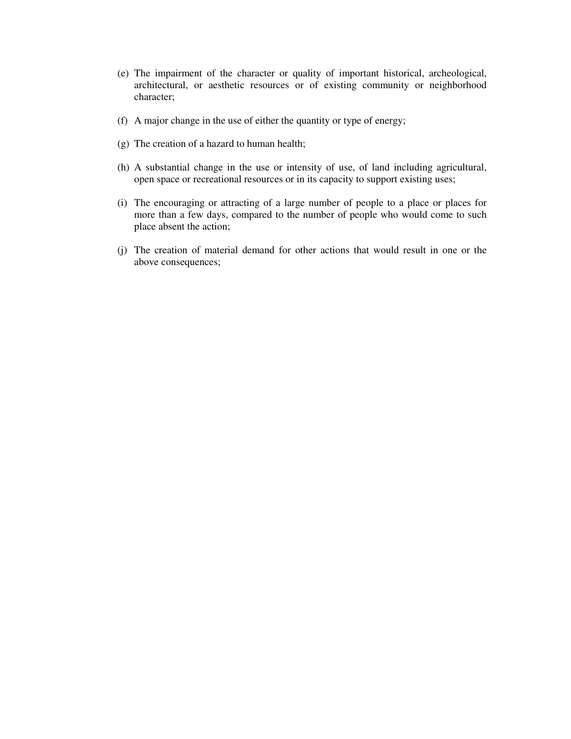(e) The impairment of the character or quality of important historical, archeological, architectural, or aesthetic resources or of existing community or neighborhood character;

(f) A major change in the use of either the quantity or type of energy;

(g) The creation of a hazard to human health;

(h) A substantial change in the use or intensity of use, of land including agricultural, open space or recreational resources or in its capacity to support existing uses;

(i) The encouraging or attracting of a large number of people to a place or places for more than a few days, compared to the number of people who would come to such place absent the action;

(j) The creation of material demand for other actions that would result in one or the above consequences;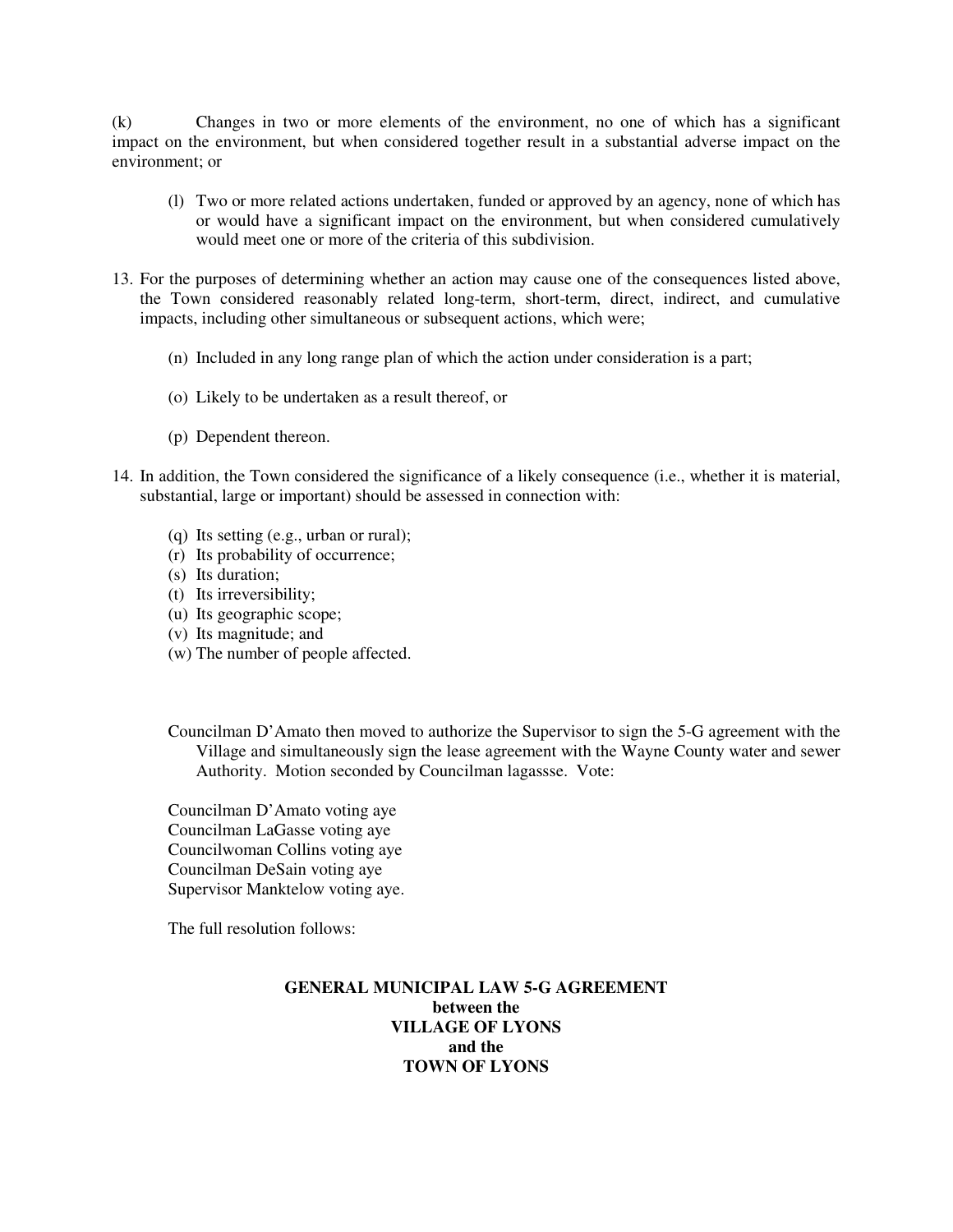(k) Changes in two or more elements of the environment, no one of which has a significant impact on the environment, but when considered together result in a substantial adverse impact on the environment; or

(l) Two or more related actions undertaken, funded or approved by an agency, none of which has or would have a significant impact on the environment, but when considered cumulatively would meet one or more of the criteria of this subdivision.

13. For the purposes of determining whether an action may cause one of the consequences listed above, the Town considered reasonably related long-term, short-term, direct, indirect, and cumulative impacts, including other simultaneous or subsequent actions, which were;

    (n) Included in any long range plan of which the action under consideration is a part;

    (o) Likely to be undertaken as a result thereof, or

    (p) Dependent thereon.

14. In addition, the Town considered the significance of a likely consequence (i.e., whether it is material, substantial, large or important) should be assessed in connection with:

    (q) Its setting (e.g., urban or rural);
    (r) Its probability of occurrence;
    (s) Its duration;
    (t) Its irreversibility;
    (u) Its geographic scope;
    (v) Its magnitude; and
    (w) The number of people affected.

Councilman D'Amato then moved to authorize the Supervisor to sign the 5-G agreement with the Village and simultaneously sign the lease agreement with the Wayne County water and sewer Authority. Motion seconded by Councilman lagassse. Vote:

Councilman D'Amato voting aye
Councilman LaGasse voting aye
Councilwoman Collins voting aye
Councilman DeSain voting aye
Supervisor Manktelow voting aye.

The full resolution follows:

**GENERAL MUNICIPAL LAW 5-G AGREEMENT**
**between the**
**VILLAGE OF LYONS**
**and the**
**TOWN OF LYONS**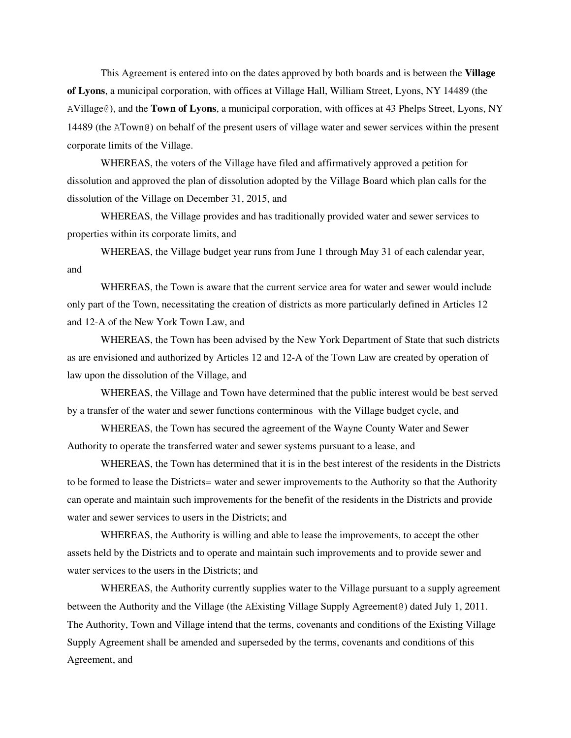This Agreement is entered into on the dates approved by both boards and is between the **Village of Lyons**, a municipal corporation, with offices at Village Hall, William Street, Lyons, NY 14489 (the AVillage@), and the **Town of Lyons**, a municipal corporation, with offices at 43 Phelps Street, Lyons, NY 14489 (the ATown@) on behalf of the present users of village water and sewer services within the present corporate limits of the Village.

WHEREAS, the voters of the Village have filed and affirmatively approved a petition for dissolution and approved the plan of dissolution adopted by the Village Board which plan calls for the dissolution of the Village on December 31, 2015, and

WHEREAS, the Village provides and has traditionally provided water and sewer services to properties within its corporate limits, and

WHEREAS, the Village budget year runs from June 1 through May 31 of each calendar year, and

WHEREAS, the Town is aware that the current service area for water and sewer would include only part of the Town, necessitating the creation of districts as more particularly defined in Articles 12 and 12-A of the New York Town Law, and

WHEREAS, the Town has been advised by the New York Department of State that such districts as are envisioned and authorized by Articles 12 and 12-A of the Town Law are created by operation of law upon the dissolution of the Village, and

WHEREAS, the Village and Town have determined that the public interest would be best served by a transfer of the water and sewer functions conterminous with the Village budget cycle, and

WHEREAS, the Town has secured the agreement of the Wayne County Water and Sewer Authority to operate the transferred water and sewer systems pursuant to a lease, and

WHEREAS, the Town has determined that it is in the best interest of the residents in the Districts to be formed to lease the Districts= water and sewer improvements to the Authority so that the Authority can operate and maintain such improvements for the benefit of the residents in the Districts and provide water and sewer services to users in the Districts; and

WHEREAS, the Authority is willing and able to lease the improvements, to accept the other assets held by the Districts and to operate and maintain such improvements and to provide sewer and water services to the users in the Districts; and

WHEREAS, the Authority currently supplies water to the Village pursuant to a supply agreement between the Authority and the Village (the AExisting Village Supply Agreement@) dated July 1, 2011. The Authority, Town and Village intend that the terms, covenants and conditions of the Existing Village Supply Agreement shall be amended and superseded by the terms, covenants and conditions of this Agreement, and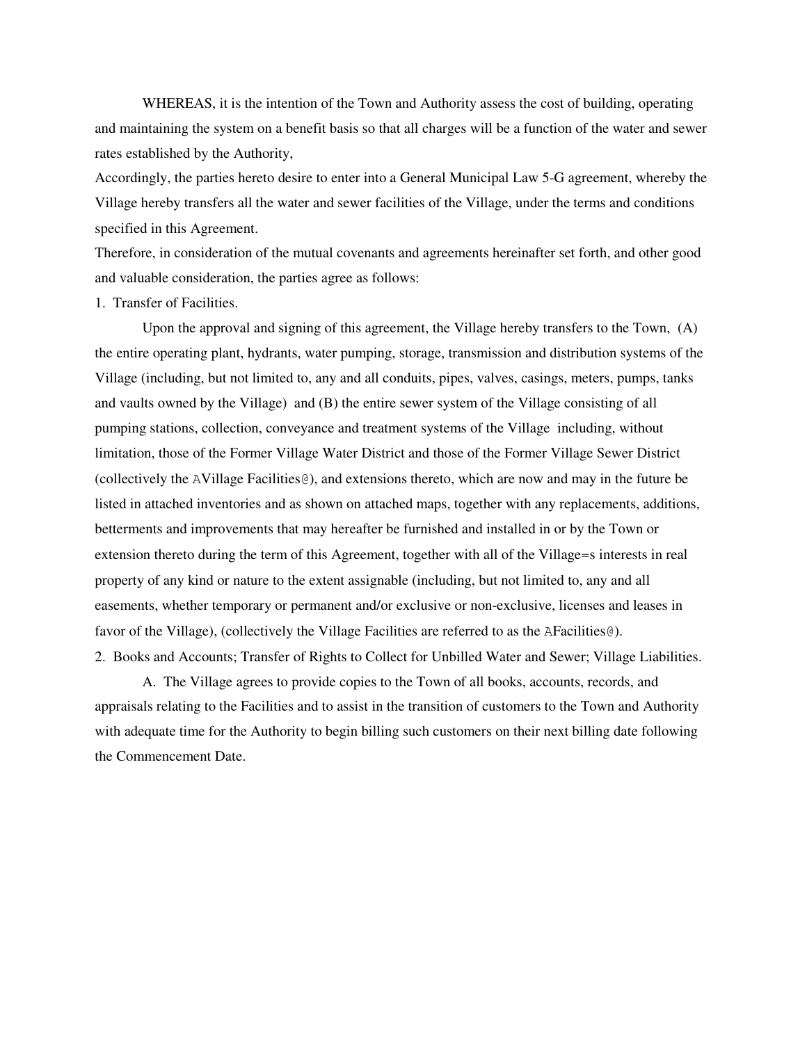WHEREAS, it is the intention of the Town and Authority assess the cost of building, operating and maintaining the system on a benefit basis so that all charges will be a function of the water and sewer rates established by the Authority,

Accordingly, the parties hereto desire to enter into a General Municipal Law 5-G agreement, whereby the Village hereby transfers all the water and sewer facilities of the Village, under the terms and conditions specified in this Agreement.

Therefore, in consideration of the mutual covenants and agreements hereinafter set forth, and other good and valuable consideration, the parties agree as follows:

1. Transfer of Facilities.

Upon the approval and signing of this agreement, the Village hereby transfers to the Town, (A) the entire operating plant, hydrants, water pumping, storage, transmission and distribution systems of the Village (including, but not limited to, any and all conduits, pipes, valves, casings, meters, pumps, tanks and vaults owned by the Village) and (B) the entire sewer system of the Village consisting of all pumping stations, collection, conveyance and treatment systems of the Village including, without limitation, those of the Former Village Water District and those of the Former Village Sewer District (collectively the AVillage Facilities@), and extensions thereto, which are now and may in the future be listed in attached inventories and as shown on attached maps, together with any replacements, additions, betterments and improvements that may hereafter be furnished and installed in or by the Town or extension thereto during the term of this Agreement, together with all of the Village=s interests in real property of any kind or nature to the extent assignable (including, but not limited to, any and all easements, whether temporary or permanent and/or exclusive or non-exclusive, licenses and leases in favor of the Village), (collectively the Village Facilities are referred to as the AFacilities@).

2. Books and Accounts; Transfer of Rights to Collect for Unbilled Water and Sewer; Village Liabilities.

A. The Village agrees to provide copies to the Town of all books, accounts, records, and appraisals relating to the Facilities and to assist in the transition of customers to the Town and Authority with adequate time for the Authority to begin billing such customers on their next billing date following the Commencement Date.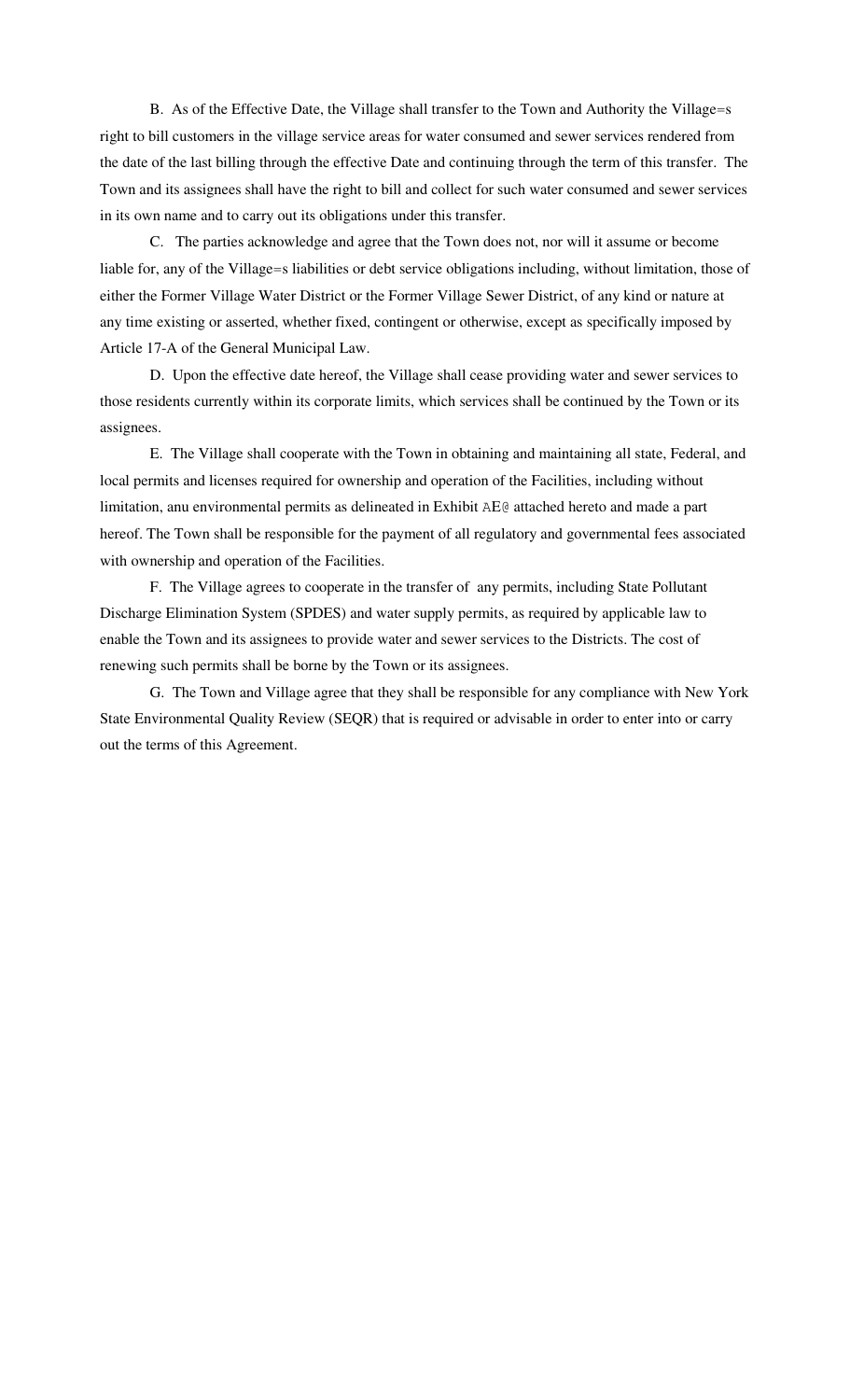B. As of the Effective Date, the Village shall transfer to the Town and Authority the Village=s right to bill customers in the village service areas for water consumed and sewer services rendered from the date of the last billing through the effective Date and continuing through the term of this transfer. The Town and its assignees shall have the right to bill and collect for such water consumed and sewer services in its own name and to carry out its obligations under this transfer.

C. The parties acknowledge and agree that the Town does not, nor will it assume or become liable for, any of the Village=s liabilities or debt service obligations including, without limitation, those of either the Former Village Water District or the Former Village Sewer District, of any kind or nature at any time existing or asserted, whether fixed, contingent or otherwise, except as specifically imposed by Article 17-A of the General Municipal Law.

D. Upon the effective date hereof, the Village shall cease providing water and sewer services to those residents currently within its corporate limits, which services shall be continued by the Town or its assignees.

E. The Village shall cooperate with the Town in obtaining and maintaining all state, Federal, and local permits and licenses required for ownership and operation of the Facilities, including without limitation, anu environmental permits as delineated in Exhibit AE@ attached hereto and made a part hereof. The Town shall be responsible for the payment of all regulatory and governmental fees associated with ownership and operation of the Facilities.

F. The Village agrees to cooperate in the transfer of any permits, including State Pollutant Discharge Elimination System (SPDES) and water supply permits, as required by applicable law to enable the Town and its assignees to provide water and sewer services to the Districts. The cost of renewing such permits shall be borne by the Town or its assignees.

G. The Town and Village agree that they shall be responsible for any compliance with New York State Environmental Quality Review (SEQR) that is required or advisable in order to enter into or carry out the terms of this Agreement.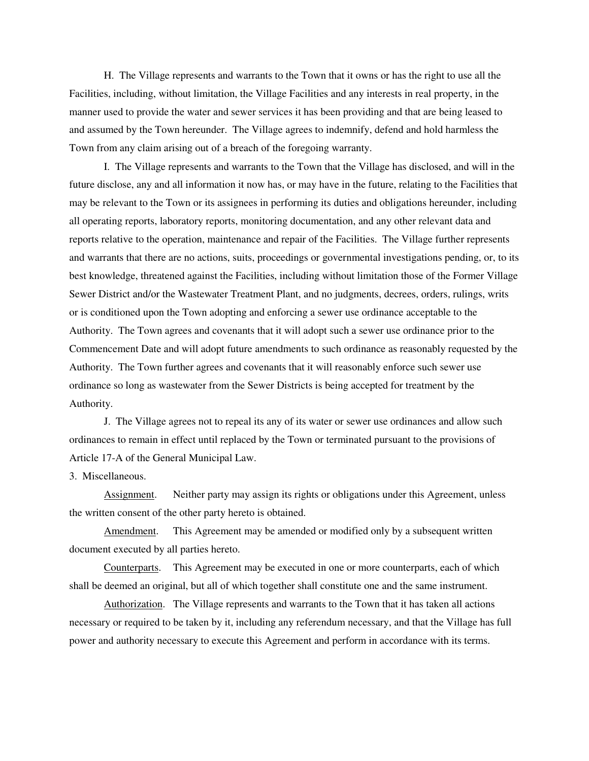H. The Village represents and warrants to the Town that it owns or has the right to use all the Facilities, including, without limitation, the Village Facilities and any interests in real property, in the manner used to provide the water and sewer services it has been providing and that are being leased to and assumed by the Town hereunder. The Village agrees to indemnify, defend and hold harmless the Town from any claim arising out of a breach of the foregoing warranty.

I. The Village represents and warrants to the Town that the Village has disclosed, and will in the future disclose, any and all information it now has, or may have in the future, relating to the Facilities that may be relevant to the Town or its assignees in performing its duties and obligations hereunder, including all operating reports, laboratory reports, monitoring documentation, and any other relevant data and reports relative to the operation, maintenance and repair of the Facilities. The Village further represents and warrants that there are no actions, suits, proceedings or governmental investigations pending, or, to its best knowledge, threatened against the Facilities, including without limitation those of the Former Village Sewer District and/or the Wastewater Treatment Plant, and no judgments, decrees, orders, rulings, writs or is conditioned upon the Town adopting and enforcing a sewer use ordinance acceptable to the Authority. The Town agrees and covenants that it will adopt such a sewer use ordinance prior to the Commencement Date and will adopt future amendments to such ordinance as reasonably requested by the Authority. The Town further agrees and covenants that it will reasonably enforce such sewer use ordinance so long as wastewater from the Sewer Districts is being accepted for treatment by the Authority.

J. The Village agrees not to repeal its any of its water or sewer use ordinances and allow such ordinances to remain in effect until replaced by the Town or terminated pursuant to the provisions of Article 17-A of the General Municipal Law.

3. Miscellaneous.

<u>Assignment</u>. Neither party may assign its rights or obligations under this Agreement, unless the written consent of the other party hereto is obtained.

<u>Amendment</u>. This Agreement may be amended or modified only by a subsequent written document executed by all parties hereto.

<u>Counterparts</u>. This Agreement may be executed in one or more counterparts, each of which shall be deemed an original, but all of which together shall constitute one and the same instrument.

<u>Authorization</u>. The Village represents and warrants to the Town that it has taken all actions necessary or required to be taken by it, including any referendum necessary, and that the Village has full power and authority necessary to execute this Agreement and perform in accordance with its terms.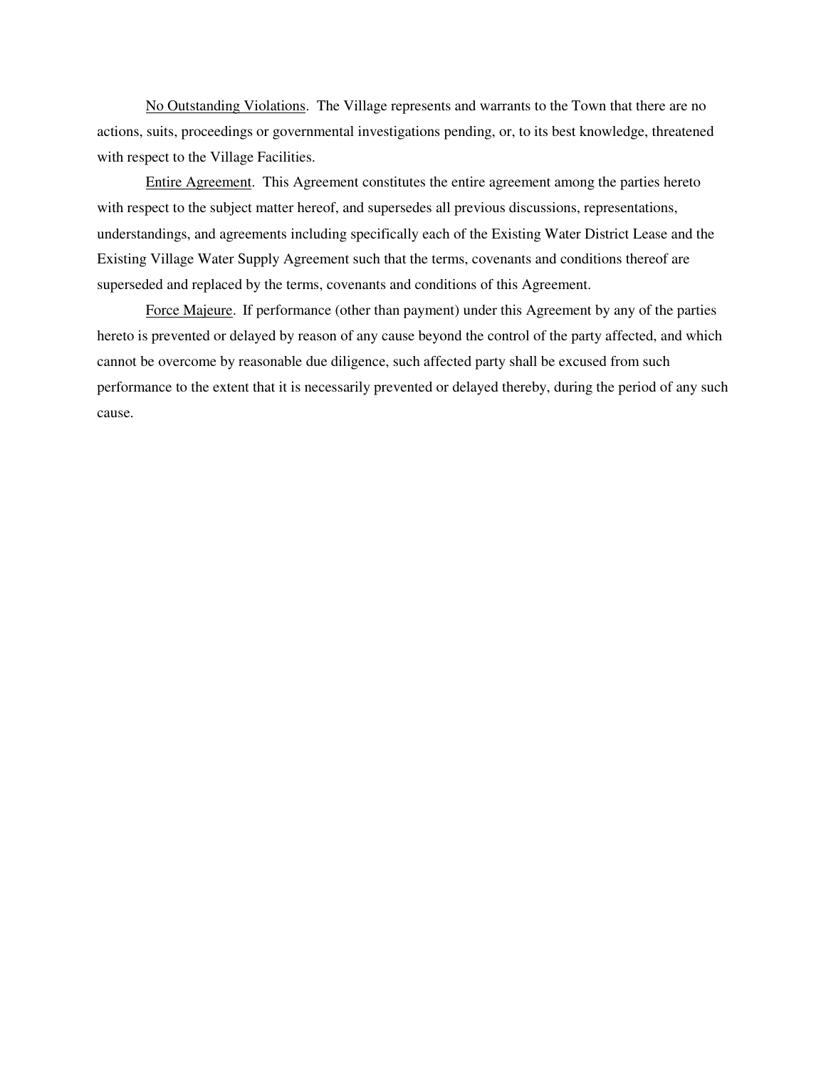<u>No Outstanding Violations</u>. The Village represents and warrants to the Town that there are no actions, suits, proceedings or governmental investigations pending, or, to its best knowledge, threatened with respect to the Village Facilities.

<u>Entire Agreement</u>. This Agreement constitutes the entire agreement among the parties hereto with respect to the subject matter hereof, and supersedes all previous discussions, representations, understandings, and agreements including specifically each of the Existing Water District Lease and the Existing Village Water Supply Agreement such that the terms, covenants and conditions thereof are superseded and replaced by the terms, covenants and conditions of this Agreement.

<u>Force Majeure</u>. If performance (other than payment) under this Agreement by any of the parties hereto is prevented or delayed by reason of any cause beyond the control of the party affected, and which cannot be overcome by reasonable due diligence, such affected party shall be excused from such performance to the extent that it is necessarily prevented or delayed thereby, during the period of any such cause.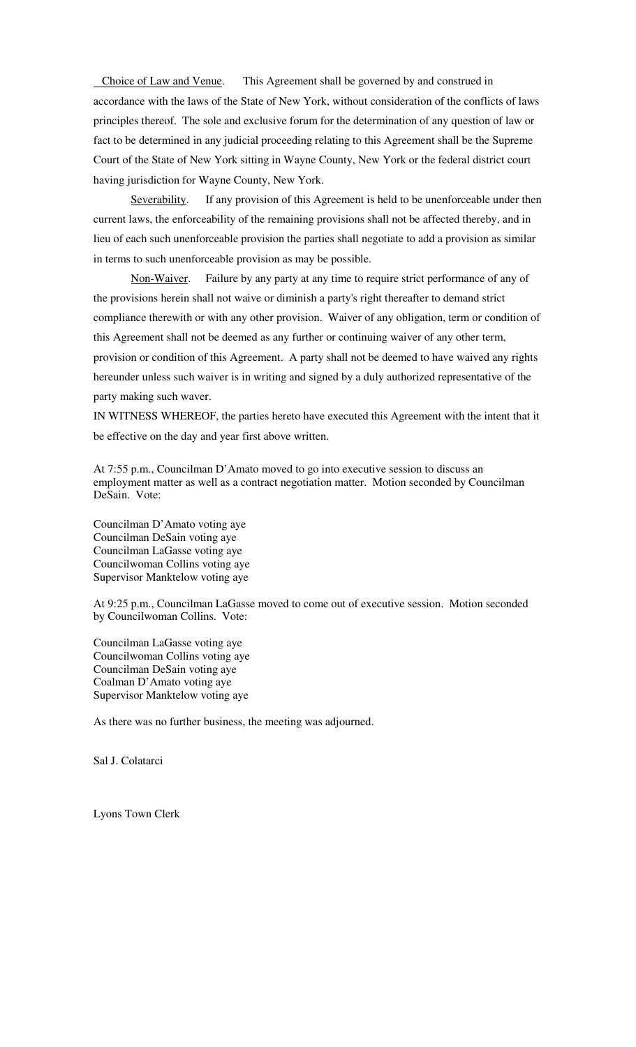Choice of Law and Venue. This Agreement shall be governed by and construed in accordance with the laws of the State of New York, without consideration of the conflicts of laws principles thereof. The sole and exclusive forum for the determination of any question of law or fact to be determined in any judicial proceeding relating to this Agreement shall be the Supreme Court of the State of New York sitting in Wayne County, New York or the federal district court having jurisdiction for Wayne County, New York.

Severability. If any provision of this Agreement is held to be unenforceable under then current laws, the enforceability of the remaining provisions shall not be affected thereby, and in lieu of each such unenforceable provision the parties shall negotiate to add a provision as similar in terms to such unenforceable provision as may be possible.

Non-Waiver. Failure by any party at any time to require strict performance of any of the provisions herein shall not waive or diminish a party's right thereafter to demand strict compliance therewith or with any other provision. Waiver of any obligation, term or condition of this Agreement shall not be deemed as any further or continuing waiver of any other term, provision or condition of this Agreement. A party shall not be deemed to have waived any rights hereunder unless such waiver is in writing and signed by a duly authorized representative of the party making such waver.

IN WITNESS WHEREOF, the parties hereto have executed this Agreement with the intent that it be effective on the day and year first above written.

At 7:55 p.m., Councilman D'Amato moved to go into executive session to discuss an employment matter as well as a contract negotiation matter. Motion seconded by Councilman DeSain. Vote:

Councilman D'Amato voting aye
Councilman DeSain voting aye
Councilman LaGasse voting aye
Councilwoman Collins voting aye
Supervisor Manktelow voting aye

At 9:25 p.m., Councilman LaGasse moved to come out of executive session. Motion seconded by Councilwoman Collins. Vote:

Councilman LaGasse voting aye
Councilwoman Collins voting aye
Councilman DeSain voting aye
Coalman D'Amato voting aye
Supervisor Manktelow voting aye

As there was no further business, the meeting was adjourned.

Sal J. Colatarci

Lyons Town Clerk